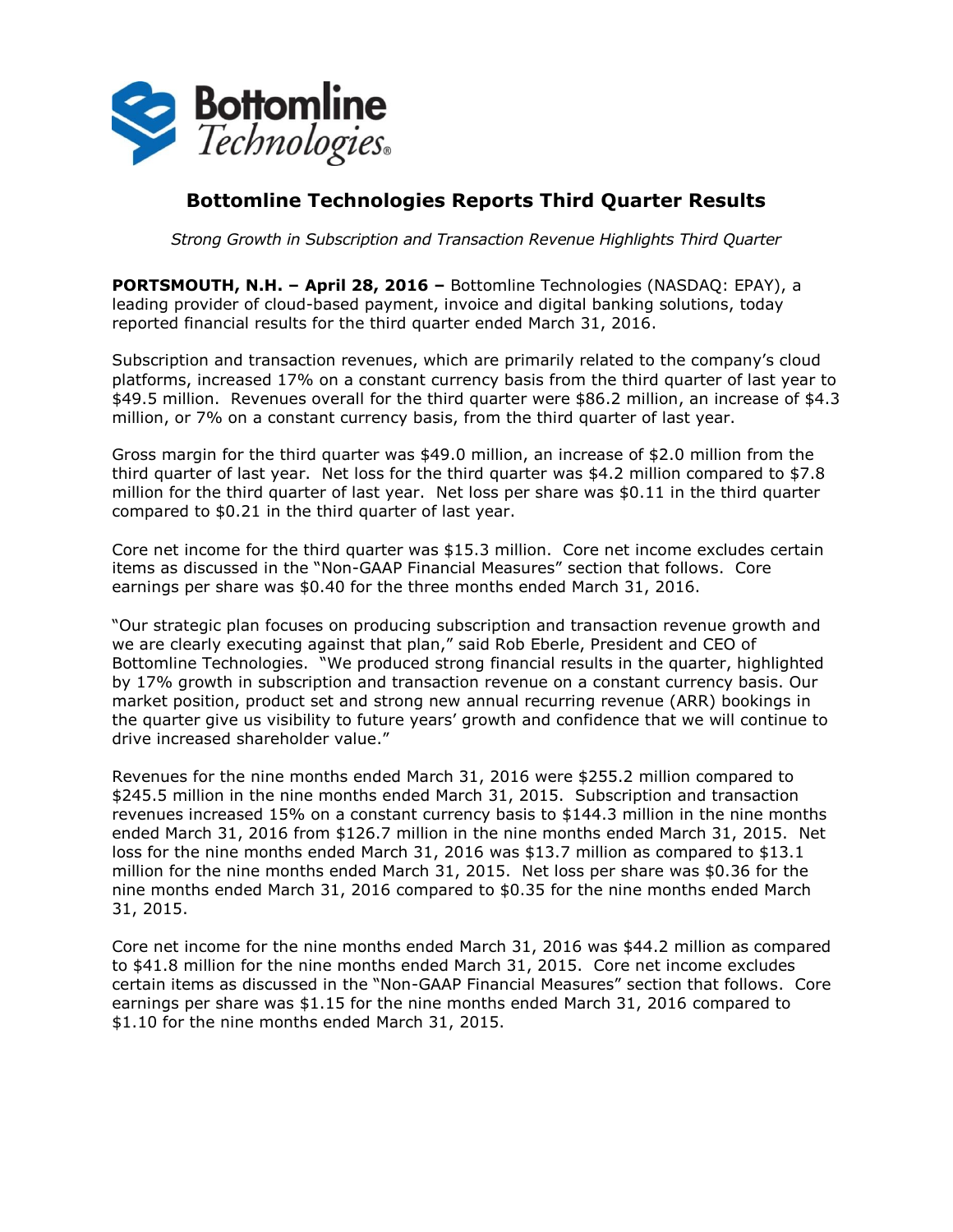# Bottomline Technologies Reports Third Quarter Results

*Strong Growth in Subscription and Transaction Revenue Highlights Third Quarter*

**PORTSMOUTH, N.H. – April 28, 2016 –** Bottomline Technologies (NASDAQ: EPAY), a leading provider of cloud-based payment, invoice and digital banking solutions, today reported financial results for the third quarter ended March 31, 2016.

Subscription and transaction revenues, which are primarily related to the company's cloud platforms, increased 17% on a constant currency basis from the third quarter of last year to $49.5 million. Revenues overall for the third quarter were $86.2 million, an increase of $4.3 million, or 7% on a constant currency basis, from the third quarter of last year.

Gross margin for the third quarter was $49.0 million, an increase of $2.0 million from the third quarter of last year. Net loss for the third quarter was $4.2 million compared to $7.8 million for the third quarter of last year. Net loss per share was $0.11 in the third quarter compared to $0.21 in the third quarter of last year.

Core net income for the third quarter was $15.3 million. Core net income excludes certain items as discussed in the "Non-GAAP Financial Measures" section that follows. Core earnings per share was $0.40 for the three months ended March 31, 2016.

"Our strategic plan focuses on producing subscription and transaction revenue growth and we are clearly executing against that plan," said Rob Eberle, President and CEO of Bottomline Technologies. "We produced strong financial results in the quarter, highlighted by 17% growth in subscription and transaction revenue on a constant currency basis. Our market position, product set and strong new annual recurring revenue (ARR) bookings in the quarter give us visibility to future years' growth and confidence that we will continue to drive increased shareholder value."

Revenues for the nine months ended March 31, 2016 were $255.2 million compared to $245.5 million in the nine months ended March 31, 2015. Subscription and transaction revenues increased 15% on a constant currency basis to $144.3 million in the nine months ended March 31, 2016 from $126.7 million in the nine months ended March 31, 2015. Net loss for the nine months ended March 31, 2016 was $13.7 million as compared to $13.1 million for the nine months ended March 31, 2015. Net loss per share was $0.36 for the nine months ended March 31, 2016 compared to $0.35 for the nine months ended March 31, 2015.

Core net income for the nine months ended March 31, 2016 was $44.2 million as compared to $41.8 million for the nine months ended March 31, 2015. Core net income excludes certain items as discussed in the "Non-GAAP Financial Measures" section that follows. Core earnings per share was $1.15 for the nine months ended March 31, 2016 compared to $1.10 for the nine months ended March 31, 2015.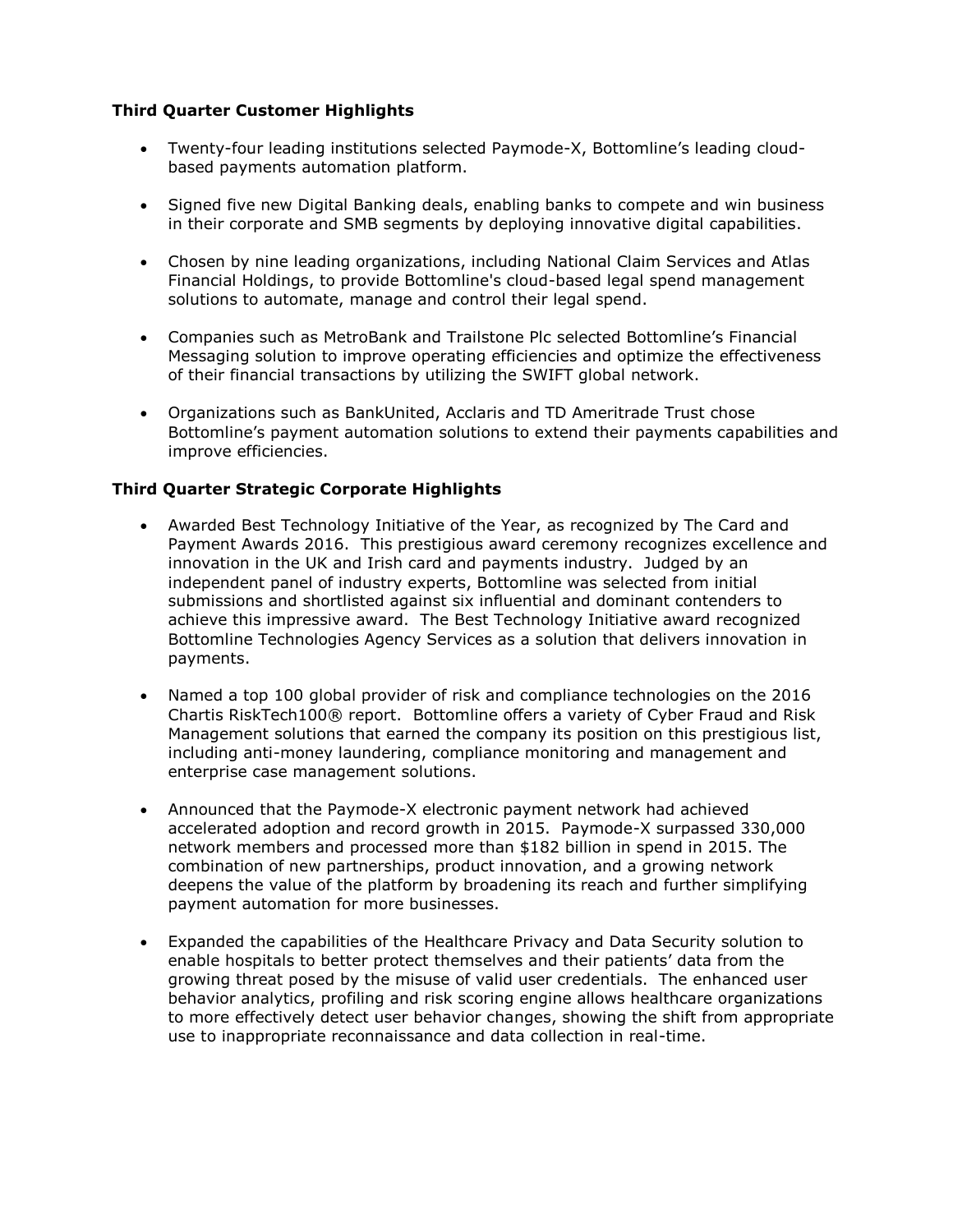**Third Quarter Customer Highlights**

- Twenty-four leading institutions selected Paymode-X, Bottomline's leading cloud-based payments automation platform.
- Signed five new Digital Banking deals, enabling banks to compete and win business in their corporate and SMB segments by deploying innovative digital capabilities.
- Chosen by nine leading organizations, including National Claim Services and Atlas Financial Holdings, to provide Bottomline's cloud-based legal spend management solutions to automate, manage and control their legal spend.
- Companies such as MetroBank and Trailstone Plc selected Bottomline's Financial Messaging solution to improve operating efficiencies and optimize the effectiveness of their financial transactions by utilizing the SWIFT global network.
- Organizations such as BankUnited, Acclaris and TD Ameritrade Trust chose Bottomline's payment automation solutions to extend their payments capabilities and improve efficiencies.

**Third Quarter Strategic Corporate Highlights**

- Awarded Best Technology Initiative of the Year, as recognized by The Card and Payment Awards 2016. This prestigious award ceremony recognizes excellence and innovation in the UK and Irish card and payments industry. Judged by an independent panel of industry experts, Bottomline was selected from initial submissions and shortlisted against six influential and dominant contenders to achieve this impressive award. The Best Technology Initiative award recognized Bottomline Technologies Agency Services as a solution that delivers innovation in payments.
- Named a top 100 global provider of risk and compliance technologies on the 2016 Chartis RiskTech100® report. Bottomline offers a variety of Cyber Fraud and Risk Management solutions that earned the company its position on this prestigious list, including anti-money laundering, compliance monitoring and management and enterprise case management solutions.
- Announced that the Paymode-X electronic payment network had achieved accelerated adoption and record growth in 2015. Paymode-X surpassed 330,000 network members and processed more than $182 billion in spend in 2015. The combination of new partnerships, product innovation, and a growing network deepens the value of the platform by broadening its reach and further simplifying payment automation for more businesses.
- Expanded the capabilities of the Healthcare Privacy and Data Security solution to enable hospitals to better protect themselves and their patients' data from the growing threat posed by the misuse of valid user credentials. The enhanced user behavior analytics, profiling and risk scoring engine allows healthcare organizations to more effectively detect user behavior changes, showing the shift from appropriate use to inappropriate reconnaissance and data collection in real-time.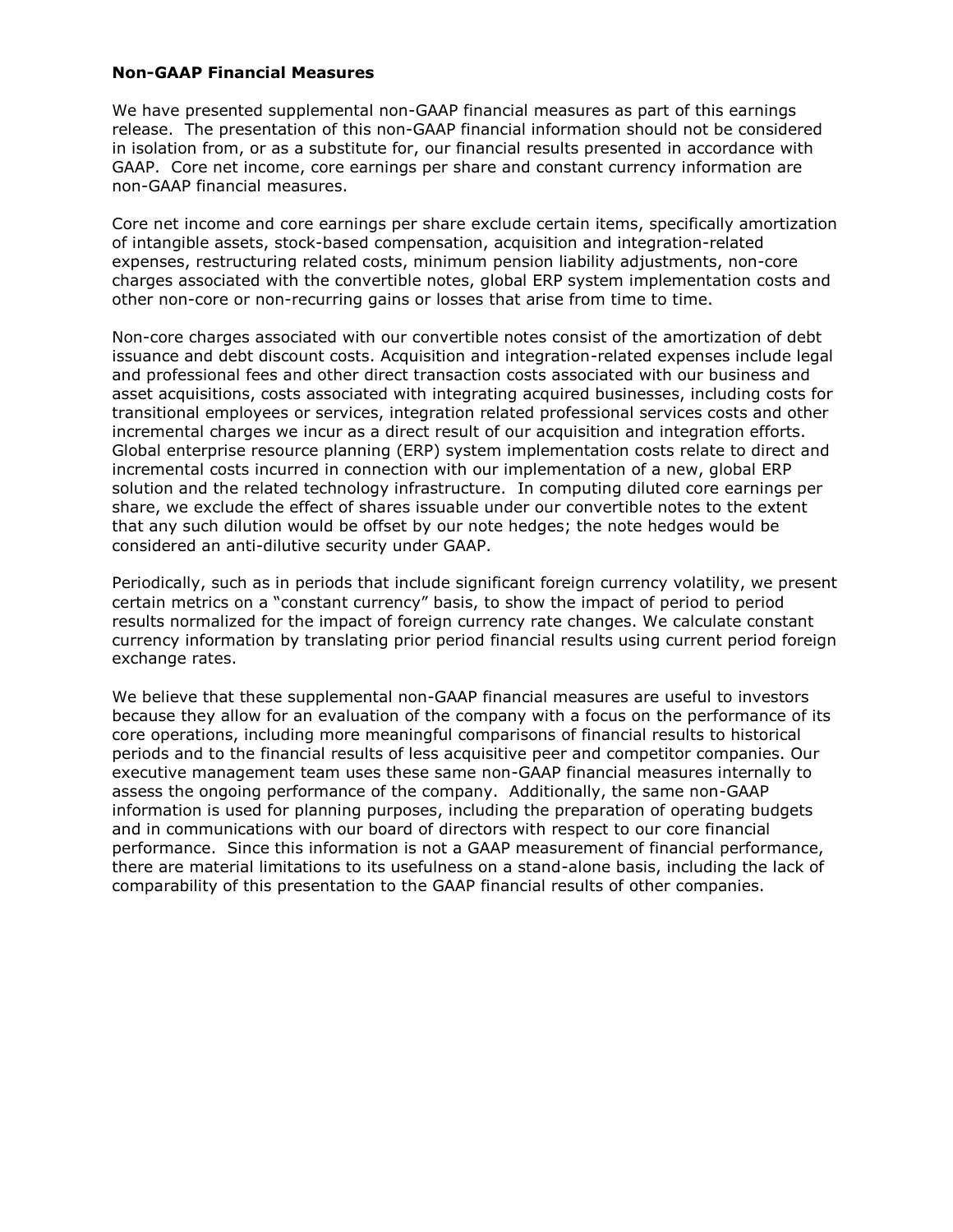**Non-GAAP Financial Measures**

We have presented supplemental non-GAAP financial measures as part of this earnings release. The presentation of this non-GAAP financial information should not be considered in isolation from, or as a substitute for, our financial results presented in accordance with GAAP. Core net income, core earnings per share and constant currency information are non-GAAP financial measures.

Core net income and core earnings per share exclude certain items, specifically amortization of intangible assets, stock-based compensation, acquisition and integration-related expenses, restructuring related costs, minimum pension liability adjustments, non-core charges associated with the convertible notes, global ERP system implementation costs and other non-core or non-recurring gains or losses that arise from time to time.

Non-core charges associated with our convertible notes consist of the amortization of debt issuance and debt discount costs. Acquisition and integration-related expenses include legal and professional fees and other direct transaction costs associated with our business and asset acquisitions, costs associated with integrating acquired businesses, including costs for transitional employees or services, integration related professional services costs and other incremental charges we incur as a direct result of our acquisition and integration efforts. Global enterprise resource planning (ERP) system implementation costs relate to direct and incremental costs incurred in connection with our implementation of a new, global ERP solution and the related technology infrastructure. In computing diluted core earnings per share, we exclude the effect of shares issuable under our convertible notes to the extent that any such dilution would be offset by our note hedges; the note hedges would be considered an anti-dilutive security under GAAP.

Periodically, such as in periods that include significant foreign currency volatility, we present certain metrics on a "constant currency" basis, to show the impact of period to period results normalized for the impact of foreign currency rate changes. We calculate constant currency information by translating prior period financial results using current period foreign exchange rates.

We believe that these supplemental non-GAAP financial measures are useful to investors because they allow for an evaluation of the company with a focus on the performance of its core operations, including more meaningful comparisons of financial results to historical periods and to the financial results of less acquisitive peer and competitor companies. Our executive management team uses these same non-GAAP financial measures internally to assess the ongoing performance of the company. Additionally, the same non-GAAP information is used for planning purposes, including the preparation of operating budgets and in communications with our board of directors with respect to our core financial performance. Since this information is not a GAAP measurement of financial performance, there are material limitations to its usefulness on a stand-alone basis, including the lack of comparability of this presentation to the GAAP financial results of other companies.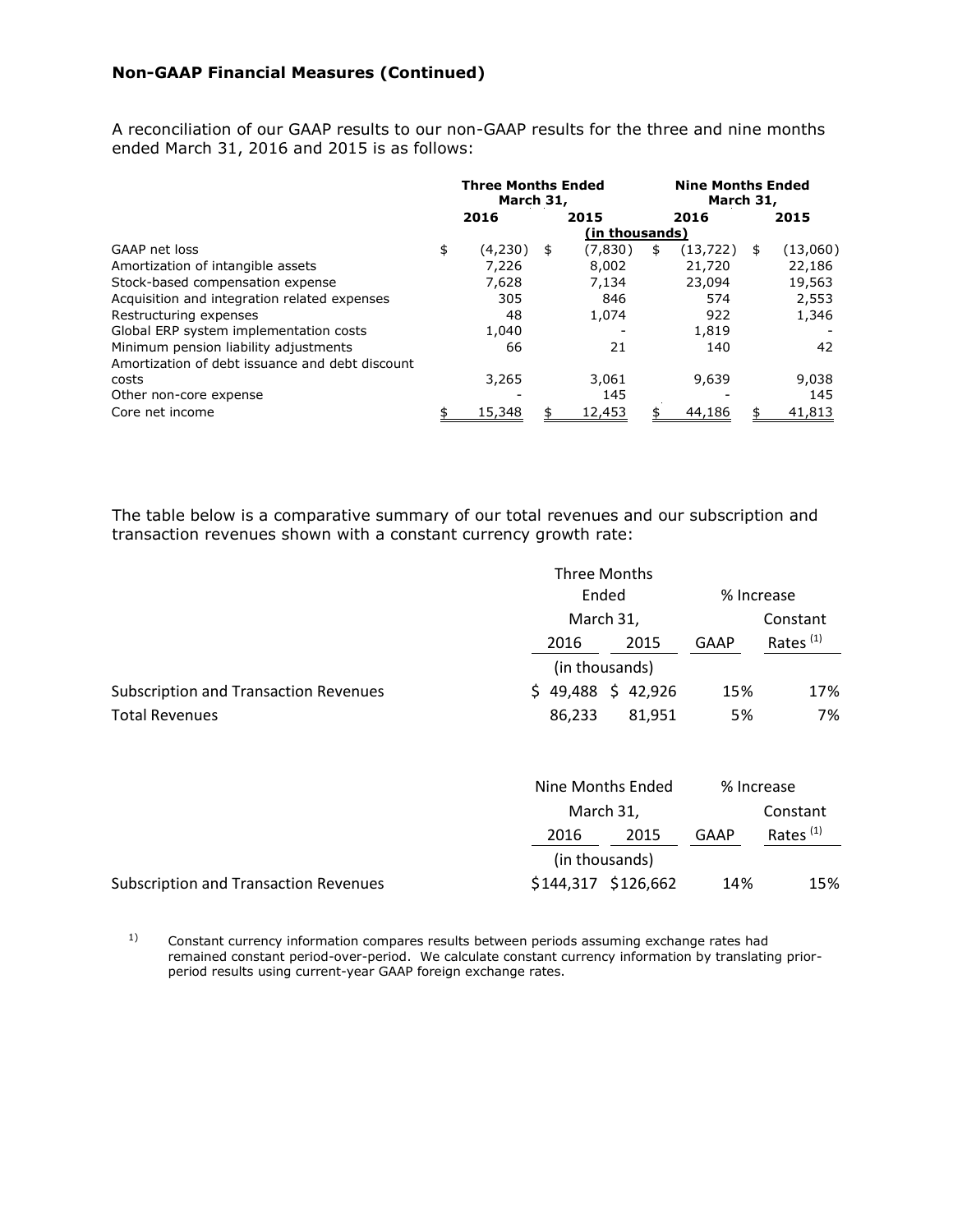### Non-GAAP Financial Measures (Continued)

A reconciliation of our GAAP results to our non-GAAP results for the three and nine months ended March 31, 2016 and 2015 is as follows:

| | Three Months Ended March 31, | | Nine Months Ended March 31, | |
|---|---|---|---|---|
| | 2016 | 2015 | 2016 | 2015 |
| | (in thousands) | | | |
| GAAP net loss | $ (4,230) | $ (7,830) | $ (13,722) | $ (13,060) |
| Amortization of intangible assets | 7,226 | 8,002 | 21,720 | 22,186 |
| Stock-based compensation expense | 7,628 | 7,134 | 23,094 | 19,563 |
| Acquisition and integration related expenses | 305 | 846 | 574 | 2,553 |
| Restructuring expenses | 48 | 1,074 | 922 | 1,346 |
| Global ERP system implementation costs | 1,040 | - | 1,819 | - |
| Minimum pension liability adjustments | 66 | 21 | 140 | 42 |
| Amortization of debt issuance and debt discount costs | 3,265 | 3,061 | 9,639 | 9,038 |
| Other non-core expense | - | 145 | - | 145 |
| Core net income | $ 15,348 | $ 12,453 | $ 44,186 | $ 41,813 |

The table below is a comparative summary of our total revenues and our subscription and transaction revenues shown with a constant currency growth rate:

| | Three Months Ended March 31, | | % Increase | |
|---|---|---|---|---|
| | 2016 | 2015 | GAAP | Constant Rates [(1)] |
| | (in thousands) | | | |
| Subscription and Transaction Revenues | $ 49,488 | $ 42,926 | 15% | 17% |
| Total Revenues | 86,233 | 81,951 | 5% | 7% |

| | Nine Months Ended March 31, | | % Increase | |
|---|---|---|---|---|
| | 2016 | 2015 | GAAP | Constant Rates [(1)] |
| | (in thousands) | | | |
| Subscription and Transaction Revenues | $144,317 | $126,662 | 14% | 15% |

1) Constant currency information compares results between periods assuming exchange rates had remained constant period-over-period. We calculate constant currency information by translating prior-period results using current-year GAAP foreign exchange rates.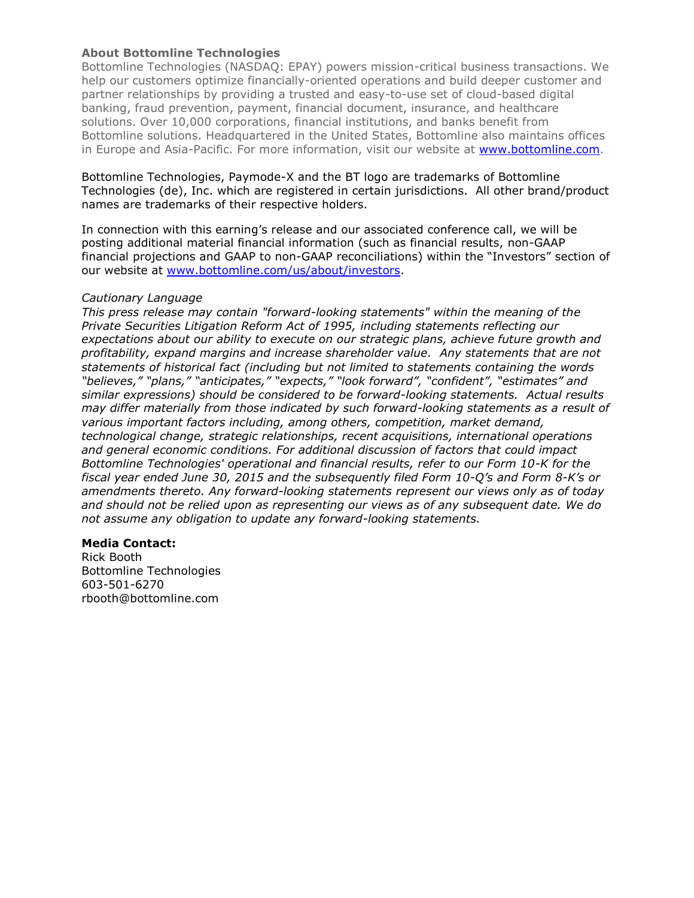### About Bottomline Technologies

Bottomline Technologies (NASDAQ: EPAY) powers mission-critical business transactions. We help our customers optimize financially-oriented operations and build deeper customer and partner relationships by providing a trusted and easy-to-use set of cloud-based digital banking, fraud prevention, payment, financial document, insurance, and healthcare solutions. Over 10,000 corporations, financial institutions, and banks benefit from Bottomline solutions. Headquartered in the United States, Bottomline also maintains offices in Europe and Asia-Pacific. For more information, visit our website at [www.bottomline.com](www.bottomline.com).

Bottomline Technologies, Paymode-X and the BT logo are trademarks of Bottomline Technologies (de), Inc. which are registered in certain jurisdictions. All other brand/product names are trademarks of their respective holders.

In connection with this earning's release and our associated conference call, we will be posting additional material financial information (such as financial results, non-GAAP financial projections and GAAP to non-GAAP reconciliations) within the "Investors" section of our website at [www.bottomline.com/us/about/investors](www.bottomline.com/us/about/investors).

*Cautionary Language*

*This press release may contain "forward-looking statements" within the meaning of the Private Securities Litigation Reform Act of 1995, including statements reflecting our expectations about our ability to execute on our strategic plans, achieve future growth and profitability, expand margins and increase shareholder value. Any statements that are not statements of historical fact (including but not limited to statements containing the words "believes," "plans," "anticipates," "expects," "look forward", "confident", "estimates" and similar expressions) should be considered to be forward-looking statements. Actual results may differ materially from those indicated by such forward-looking statements as a result of various important factors including, among others, competition, market demand, technological change, strategic relationships, recent acquisitions, international operations and general economic conditions. For additional discussion of factors that could impact Bottomline Technologies' operational and financial results, refer to our Form 10-K for the fiscal year ended June 30, 2015 and the subsequently filed Form 10-Q's and Form 8-K's or amendments thereto. Any forward-looking statements represent our views only as of today and should not be relied upon as representing our views as of any subsequent date. We do not assume any obligation to update any forward-looking statements.*

**Media Contact:**
Rick Booth
Bottomline Technologies
603-501-6270
rbooth@bottomline.com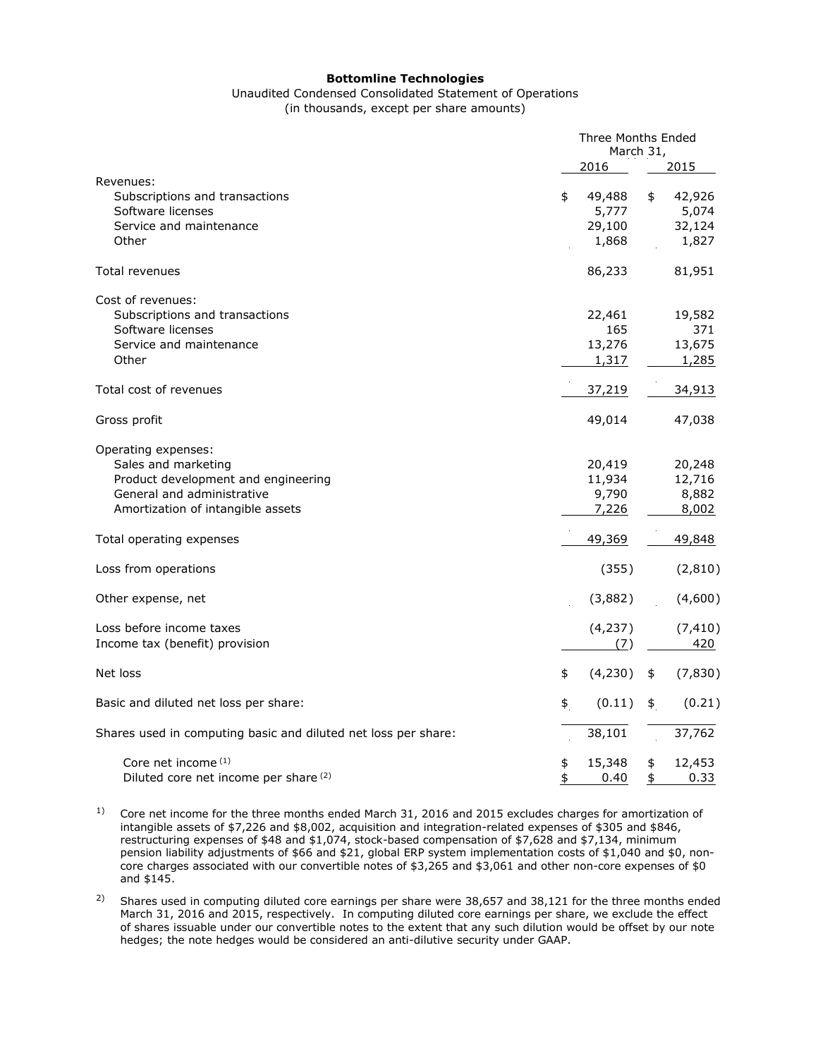**Bottomline Technologies**

Unaudited Condensed Consolidated Statement of Operations

(in thousands, except per share amounts)

| | Three Months Ended March 31, | |
|---|---|---|
| | 2016 | 2015 |
| Revenues: | | |
| Subscriptions and transactions | $ 49,488 | $ 42,926 |
| Software licenses | 5,777 | 5,074 |
| Service and maintenance | 29,100 | 32,124 |
| Other | 1,868 | 1,827 |
| Total revenues | 86,233 | 81,951 |
| Cost of revenues: | | |
| Subscriptions and transactions | 22,461 | 19,582 |
| Software licenses | 165 | 371 |
| Service and maintenance | 13,276 | 13,675 |
| Other | 1,317 | 1,285 |
| Total cost of revenues | 37,219 | 34,913 |
| Gross profit | 49,014 | 47,038 |
| Operating expenses: | | |
| Sales and marketing | 20,419 | 20,248 |
| Product development and engineering | 11,934 | 12,716 |
| General and administrative | 9,790 | 8,882 |
| Amortization of intangible assets | 7,226 | 8,002 |
| Total operating expenses | 49,369 | 49,848 |
| Loss from operations | (355) | (2,810) |
| Other expense, net | (3,882) | (4,600) |
| Loss before income taxes | (4,237) | (7,410) |
| Income tax (benefit) provision | (7) | 420 |
| Net loss | $ (4,230) | $ (7,830) |
| Basic and diluted net loss per share: | $ (0.11) | $ (0.21) |
| Shares used in computing basic and diluted net loss per share: | 38,101 | 37,762 |
| Core net income (1) | $ 15,348 | $ 12,453 |
| Diluted core net income per share (2) | $ 0.40 | $ 0.33 |

1) Core net income for the three months ended March 31, 2016 and 2015 excludes charges for amortization of intangible assets of $7,226 and $8,002, acquisition and integration-related expenses of $305 and $846, restructuring expenses of $48 and $1,074, stock-based compensation of $7,628 and $7,134, minimum pension liability adjustments of $66 and $21, global ERP system implementation costs of $1,040 and $0, non-core charges associated with our convertible notes of $3,265 and $3,061 and other non-core expenses of $0 and $145.

2) Shares used in computing diluted core earnings per share were 38,657 and 38,121 for the three months ended March 31, 2016 and 2015, respectively. In computing diluted core earnings per share, we exclude the effect of shares issuable under our convertible notes to the extent that any such dilution would be offset by our note hedges; the note hedges would be considered an anti-dilutive security under GAAP.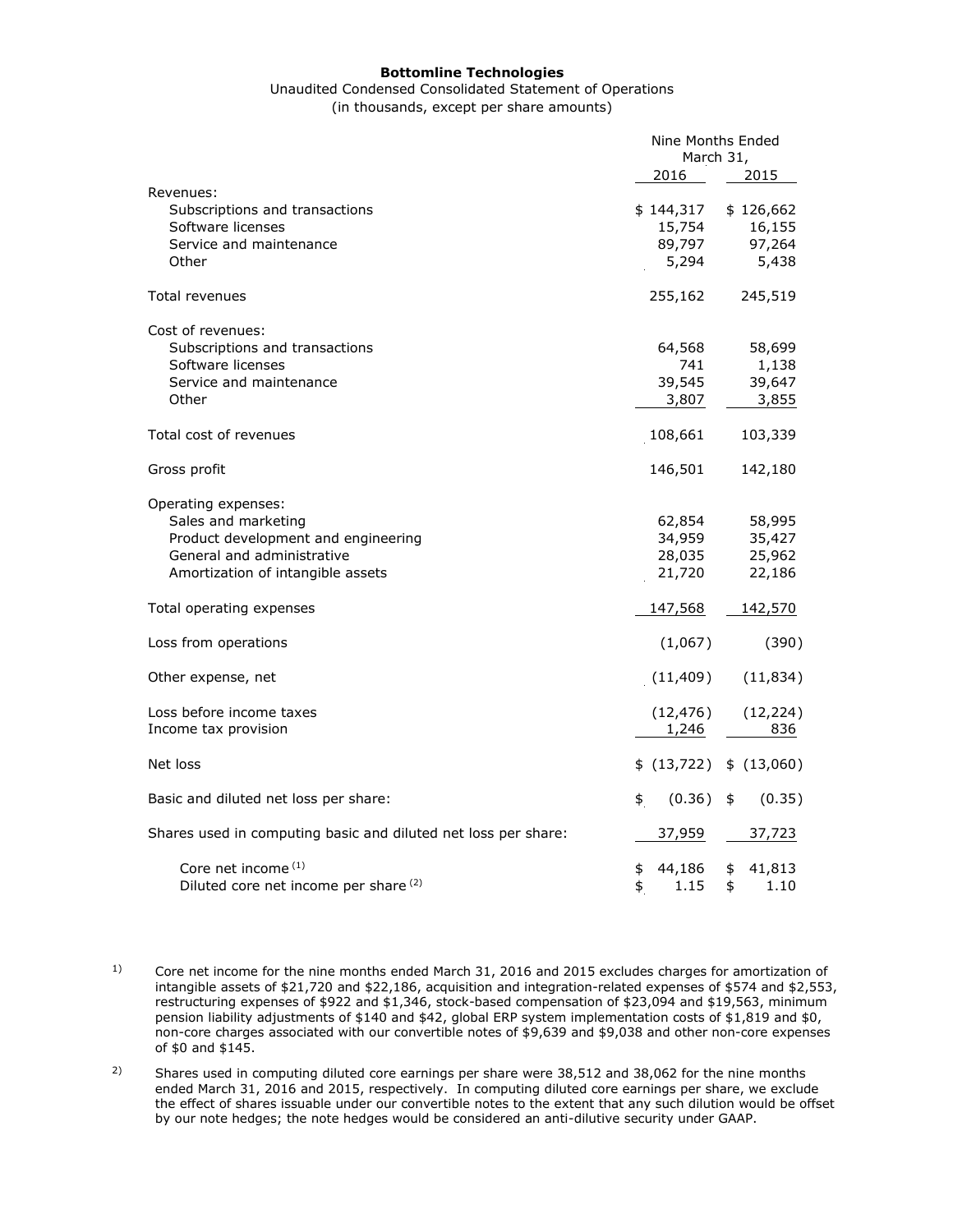**Bottomline Technologies**

Unaudited Condensed Consolidated Statement of Operations

(in thousands, except per share amounts)

| | Nine Months Ended March 31, | |
|---|---|---|
| | 2016 | 2015 |
| Revenues: | | |
| Subscriptions and transactions | $ 144,317 | $ 126,662 |
| Software licenses | 15,754 | 16,155 |
| Service and maintenance | 89,797 | 97,264 |
| Other | 5,294 | 5,438 |
| Total revenues | 255,162 | 245,519 |
| Cost of revenues: | | |
| Subscriptions and transactions | 64,568 | 58,699 |
| Software licenses | 741 | 1,138 |
| Service and maintenance | 39,545 | 39,647 |
| Other | 3,807 | 3,855 |
| Total cost of revenues | 108,661 | 103,339 |
| Gross profit | 146,501 | 142,180 |
| Operating expenses: | | |
| Sales and marketing | 62,854 | 58,995 |
| Product development and engineering | 34,959 | 35,427 |
| General and administrative | 28,035 | 25,962 |
| Amortization of intangible assets | 21,720 | 22,186 |
| Total operating expenses | 147,568 | 142,570 |
| Loss from operations | (1,067) | (390) |
| Other expense, net | (11,409) | (11,834) |
| Loss before income taxes | (12,476) | (12,224) |
| Income tax provision | 1,246 | 836 |
| Net loss | $ (13,722) | $ (13,060) |
| Basic and diluted net loss per share: | $ (0.36) | $ (0.35) |
| Shares used in computing basic and diluted net loss per share: | 37,959 | 37,723 |
| Core net income [(1)] | $ 44,186 | $ 41,813 |
| Diluted core net income per share [(2)] | $ 1.15 | $ 1.10 |

1) Core net income for the nine months ended March 31, 2016 and 2015 excludes charges for amortization of intangible assets of $21,720 and $22,186, acquisition and integration-related expenses of $574 and $2,553, restructuring expenses of $922 and $1,346, stock-based compensation of $23,094 and $19,563, minimum pension liability adjustments of $140 and $42, global ERP system implementation costs of $1,819 and $0, non-core charges associated with our convertible notes of $9,639 and $9,038 and other non-core expenses of $0 and $145.

2) Shares used in computing diluted core earnings per share were 38,512 and 38,062 for the nine months ended March 31, 2016 and 2015, respectively. In computing diluted core earnings per share, we exclude the effect of shares issuable under our convertible notes to the extent that any such dilution would be offset by our note hedges; the note hedges would be considered an anti-dilutive security under GAAP.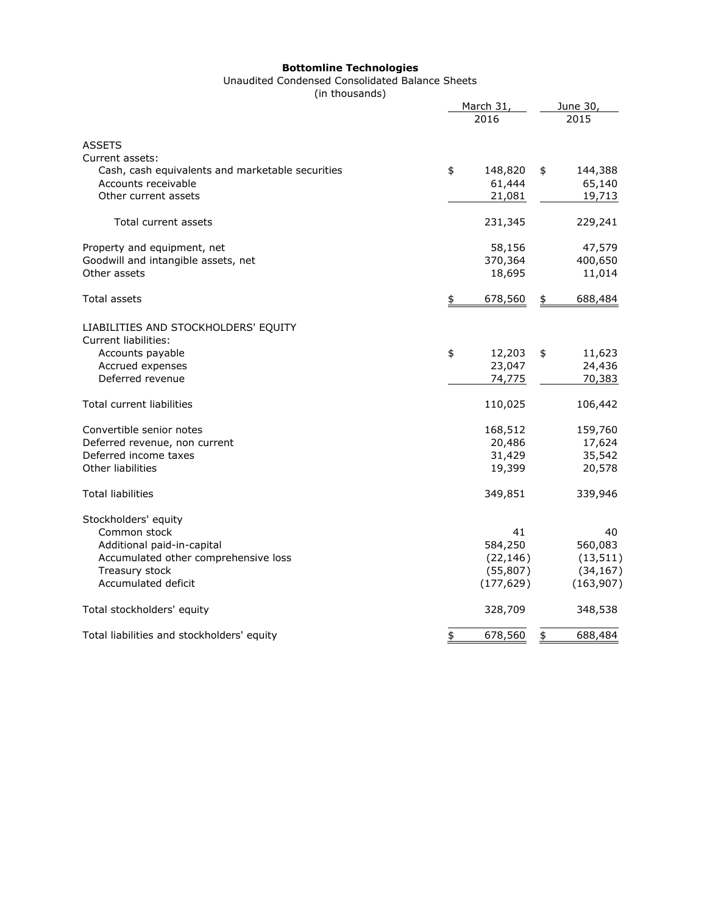**Bottomline Technologies**

Unaudited Condensed Consolidated Balance Sheets

(in thousands)

| | March 31, 2016 | June 30, 2015 |
|---|---|---|
| ASSETS | | |
| Current assets: | | |
| Cash, cash equivalents and marketable securities | $ 148,820 | $ 144,388 |
| Accounts receivable | 61,444 | 65,140 |
| Other current assets | 21,081 | 19,713 |
| Total current assets | 231,345 | 229,241 |
| Property and equipment, net | 58,156 | 47,579 |
| Goodwill and intangible assets, net | 370,364 | 400,650 |
| Other assets | 18,695 | 11,014 |
| Total assets | $ 678,560 | $ 688,484 |
| LIABILITIES AND STOCKHOLDERS' EQUITY | | |
| Current liabilities: | | |
| Accounts payable | $ 12,203 | $ 11,623 |
| Accrued expenses | 23,047 | 24,436 |
| Deferred revenue | 74,775 | 70,383 |
| Total current liabilities | 110,025 | 106,442 |
| Convertible senior notes | 168,512 | 159,760 |
| Deferred revenue, non current | 20,486 | 17,624 |
| Deferred income taxes | 31,429 | 35,542 |
| Other liabilities | 19,399 | 20,578 |
| Total liabilities | 349,851 | 339,946 |
| Stockholders' equity | | |
| Common stock | 41 | 40 |
| Additional paid-in-capital | 584,250 | 560,083 |
| Accumulated other comprehensive loss | (22,146) | (13,511) |
| Treasury stock | (55,807) | (34,167) |
| Accumulated deficit | (177,629) | (163,907) |
| Total stockholders' equity | 328,709 | 348,538 |
| Total liabilities and stockholders' equity | $ 678,560 | $ 688,484 |